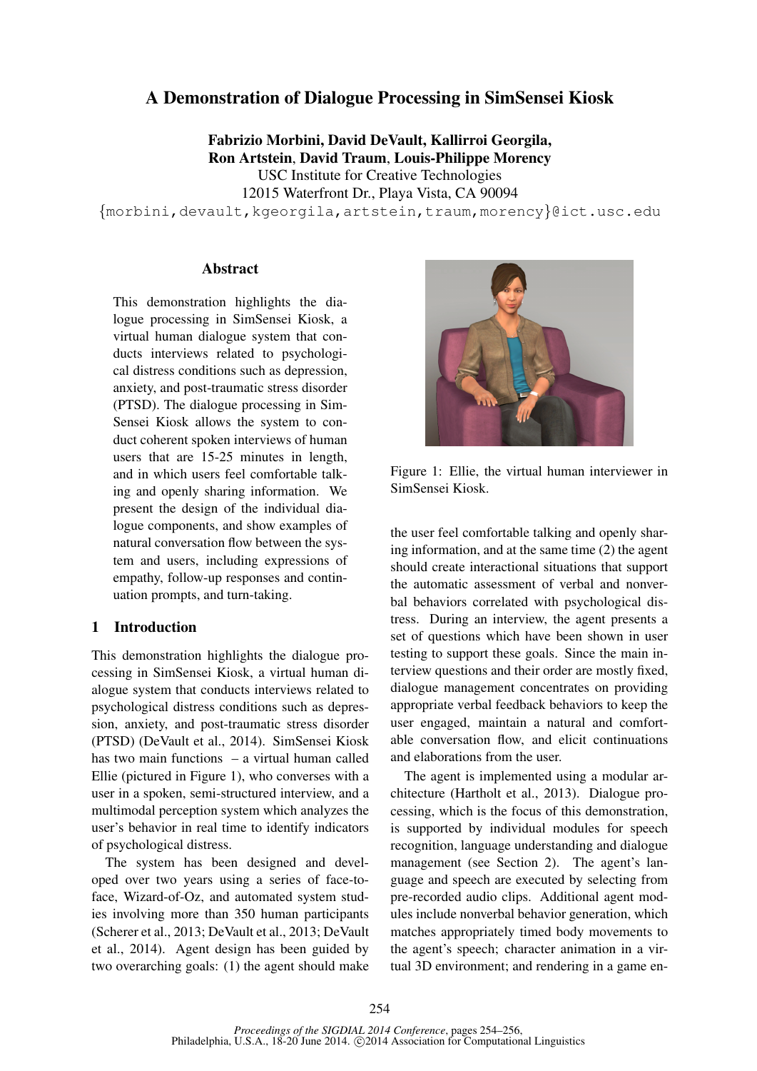# A Demonstration of Dialogue Processing in SimSensei Kiosk

**Fabrizio Morbini, David DeVault, Kallirroi Georgila, Ron Artstein, David Traum, Louis-Philippe Morency**
USC Institute for Creative Technologies
12015 Waterfront Dr., Playa Vista, CA 90094
{morbini,devault,kgeorgila,artstein,traum,morency}@ict.usc.edu

## Abstract

This demonstration highlights the dialogue processing in SimSensei Kiosk, a virtual human dialogue system that conducts interviews related to psychological distress conditions such as depression, anxiety, and post-traumatic stress disorder (PTSD). The dialogue processing in SimSensei Kiosk allows the system to conduct coherent spoken interviews of human users that are 15-25 minutes in length, and in which users feel comfortable talking and openly sharing information. We present the design of the individual dialogue components, and show examples of natural conversation flow between the system and users, including expressions of empathy, follow-up responses and continuation prompts, and turn-taking.

## 1 Introduction

This demonstration highlights the dialogue processing in SimSensei Kiosk, a virtual human dialogue system that conducts interviews related to psychological distress conditions such as depression, anxiety, and post-traumatic stress disorder (PTSD) (DeVault et al., 2014). SimSensei Kiosk has two main functions – a virtual human called Ellie (pictured in Figure 1), who converses with a user in a spoken, semi-structured interview, and a multimodal perception system which analyzes the user's behavior in real time to identify indicators of psychological distress.

The system has been designed and developed over two years using a series of face-to-face, Wizard-of-Oz, and automated system studies involving more than 350 human participants (Scherer et al., 2013; DeVault et al., 2013; DeVault et al., 2014). Agent design has been guided by two overarching goals: (1) the agent should make the user feel comfortable talking and openly sharing information, and at the same time (2) the agent should create interactional situations that support the automatic assessment of verbal and nonverbal behaviors correlated with psychological distress. During an interview, the agent presents a set of questions which have been shown in user testing to support these goals. Since the main interview questions and their order are mostly fixed, dialogue management concentrates on providing appropriate verbal feedback behaviors to keep the user engaged, maintain a natural and comfortable conversation flow, and elicit continuations and elaborations from the user.

Figure 1: Ellie, the virtual human interviewer in SimSensei Kiosk.

The agent is implemented using a modular architecture (Hartholt et al., 2013). Dialogue processing, which is the focus of this demonstration, is supported by individual modules for speech recognition, language understanding and dialogue management (see Section 2). The agent's language and speech are executed by selecting from pre-recorded audio clips. Additional agent modules include nonverbal behavior generation, which matches appropriately timed body movements to the agent's speech; character animation in a virtual 3D environment; and rendering in a game en-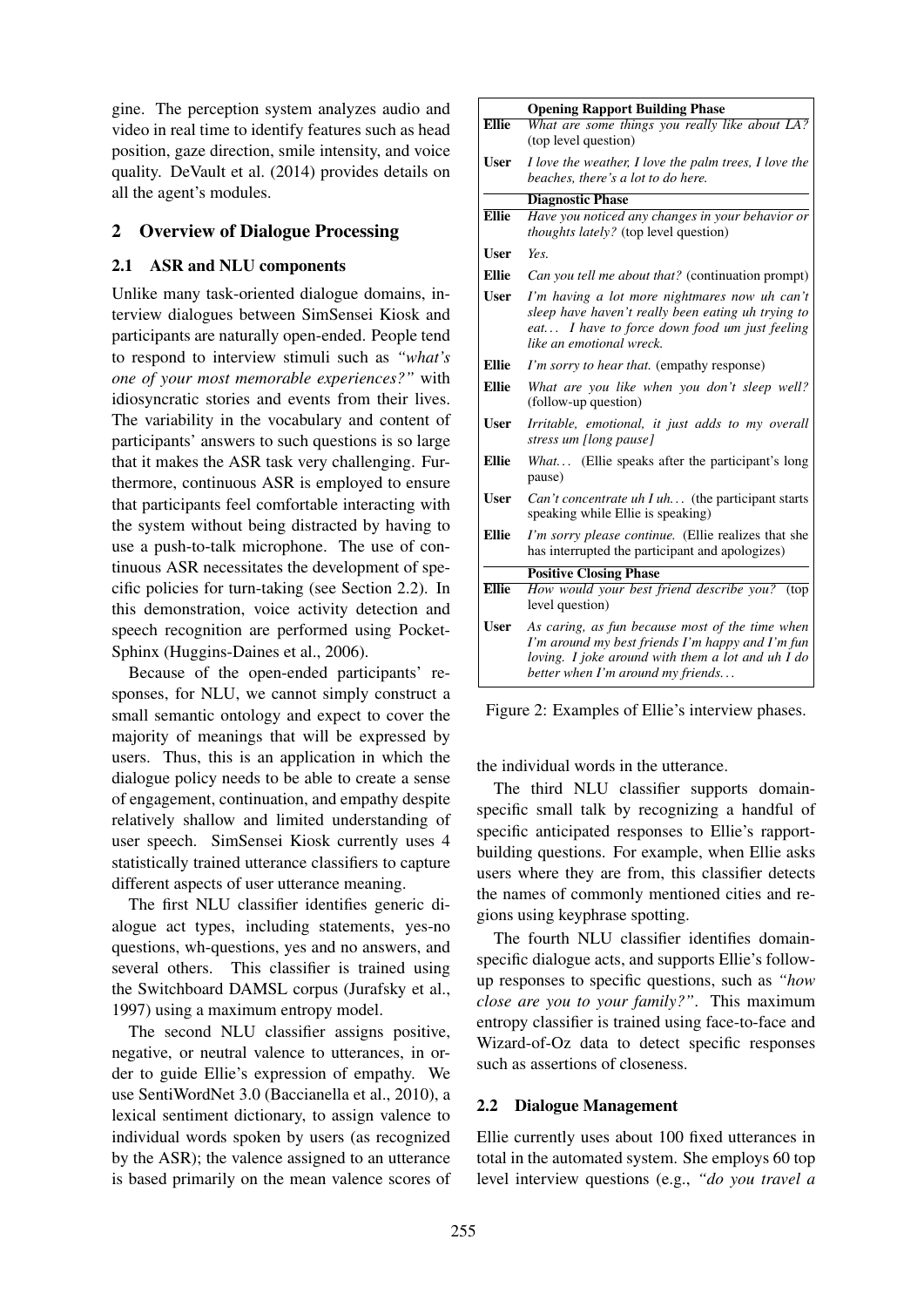gine. The perception system analyzes audio and video in real time to identify features such as head position, gaze direction, smile intensity, and voice quality. DeVault et al. (2014) provides details on all the agent's modules.

## 2 Overview of Dialogue Processing

### 2.1 ASR and NLU components

Unlike many task-oriented dialogue domains, interview dialogues between SimSensei Kiosk and participants are naturally open-ended. People tend to respond to interview stimuli such as *"what's one of your most memorable experiences?"* with idiosyncratic stories and events from their lives. The variability in the vocabulary and content of participants' answers to such questions is so large that it makes the ASR task very challenging. Furthermore, continuous ASR is employed to ensure that participants feel comfortable interacting with the system without being distracted by having to use a push-to-talk microphone. The use of continuous ASR necessitates the development of specific policies for turn-taking (see Section 2.2). In this demonstration, voice activity detection and speech recognition are performed using PocketSphinx (Huggins-Daines et al., 2006).

Because of the open-ended participants' responses, for NLU, we cannot simply construct a small semantic ontology and expect to cover the majority of meanings that will be expressed by users. Thus, this is an application in which the dialogue policy needs to be able to create a sense of engagement, continuation, and empathy despite relatively shallow and limited understanding of user speech. SimSensei Kiosk currently uses 4 statistically trained utterance classifiers to capture different aspects of user utterance meaning.

The first NLU classifier identifies generic dialogue act types, including statements, yes-no questions, wh-questions, yes and no answers, and several others. This classifier is trained using the Switchboard DAMSL corpus (Jurafsky et al., 1997) using a maximum entropy model.

The second NLU classifier assigns positive, negative, or neutral valence to utterances, in order to guide Ellie's expression of empathy. We use SentiWordNet 3.0 (Baccianella et al., 2010), a lexical sentiment dictionary, to assign valence to individual words spoken by users (as recognized by the ASR); the valence assigned to an utterance is based primarily on the mean valence scores of the individual words in the utterance.

| | **Opening Rapport Building Phase** |
|---|---|
| **Ellie** | *What are some things you really like about LA?* (top level question) |
| **User** | *I love the weather, I love the palm trees, I love the beaches, there's a lot to do here.* |
| | **Diagnostic Phase** |
| **Ellie** | *Have you noticed any changes in your behavior or thoughts lately?* (top level question) |
| **User** | *Yes.* |
| **Ellie** | *Can you tell me about that?* (continuation prompt) |
| **User** | *I'm having a lot more nightmares now uh can't sleep have haven't really been eating uh trying to eat... I have to force down food um just feeling like an emotional wreck.* |
| **Ellie** | *I'm sorry to hear that.* (empathy response) |
| **Ellie** | *What are you like when you don't sleep well?* (follow-up question) |
| **User** | *Irritable, emotional, it just adds to my overall stress um [long pause]* |
| **Ellie** | *What...* (Ellie speaks after the participant's long pause) |
| **User** | *Can't concentrate uh I uh...* (the participant starts speaking while Ellie is speaking) |
| **Ellie** | *I'm sorry please continue.* (Ellie realizes that she has interrupted the participant and apologizes) |
| | **Positive Closing Phase** |
| **Ellie** | *How would your best friend describe you?* (top level question) |
| **User** | *As caring, as fun because most of the time when I'm around my best friends I'm happy and I'm fun loving. I joke around with them a lot and uh I do better when I'm around my friends...* |

Figure 2: Examples of Ellie's interview phases.

The third NLU classifier supports domain-specific small talk by recognizing a handful of specific anticipated responses to Ellie's rapport-building questions. For example, when Ellie asks users where they are from, this classifier detects the names of commonly mentioned cities and regions using keyphrase spotting.

The fourth NLU classifier identifies domain-specific dialogue acts, and supports Ellie's follow-up responses to specific questions, such as *"how close are you to your family?"*. This maximum entropy classifier is trained using face-to-face and Wizard-of-Oz data to detect specific responses such as assertions of closeness.

### 2.2 Dialogue Management

Ellie currently uses about 100 fixed utterances in total in the automated system. She employs 60 top level interview questions (e.g., *"do you travel a*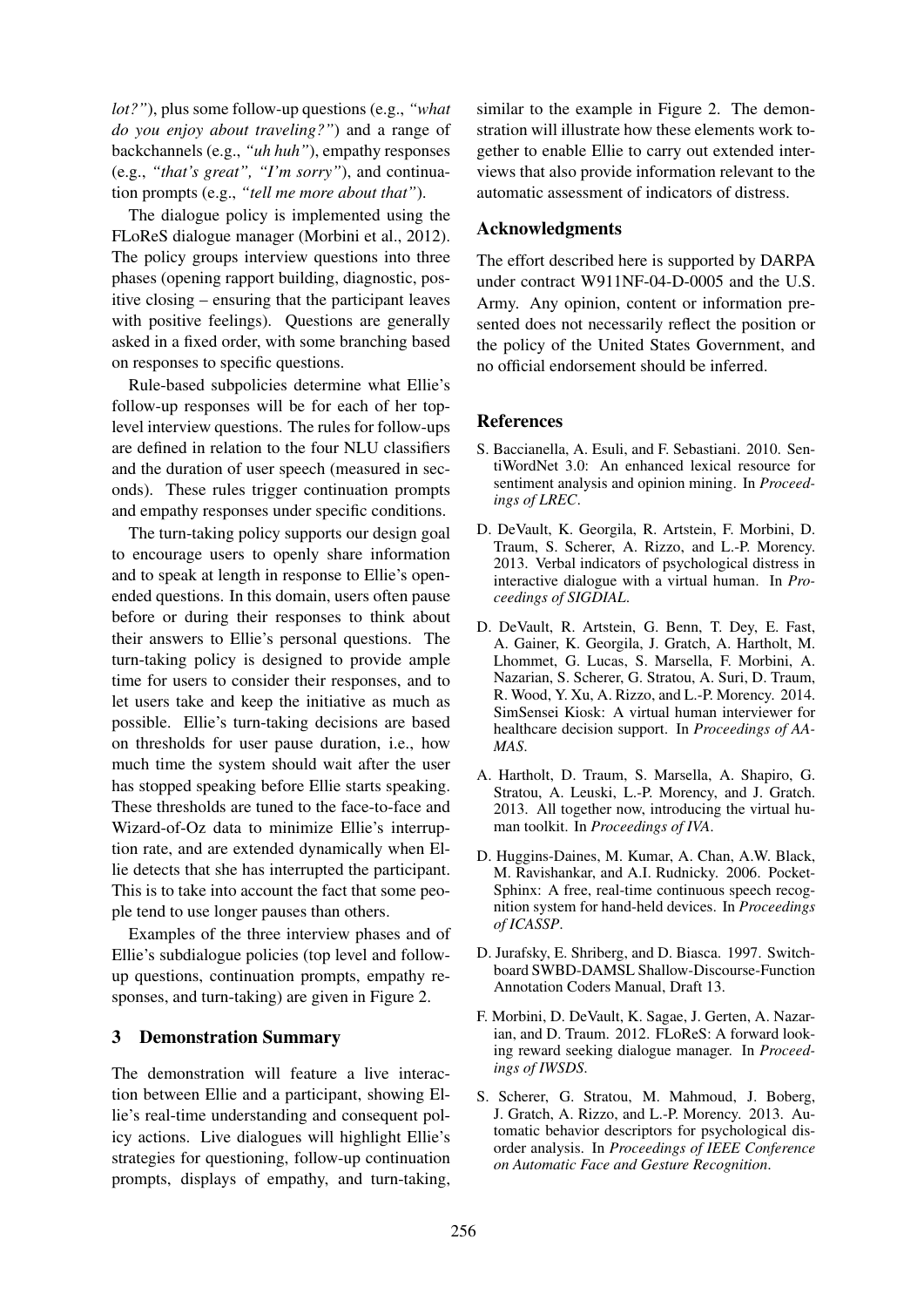*lot?"*), plus some follow-up questions (e.g., *"what do you enjoy about traveling?"*) and a range of backchannels (e.g., *"uh huh"*), empathy responses (e.g., *"that's great", "I'm sorry"*), and continuation prompts (e.g., *"tell me more about that"*).

The dialogue policy is implemented using the FLoReS dialogue manager (Morbini et al., 2012). The policy groups interview questions into three phases (opening rapport building, diagnostic, positive closing – ensuring that the participant leaves with positive feelings). Questions are generally asked in a fixed order, with some branching based on responses to specific questions.

Rule-based subpolicies determine what Ellie's follow-up responses will be for each of her top-level interview questions. The rules for follow-ups are defined in relation to the four NLU classifiers and the duration of user speech (measured in seconds). These rules trigger continuation prompts and empathy responses under specific conditions.

The turn-taking policy supports our design goal to encourage users to openly share information and to speak at length in response to Ellie's open-ended questions. In this domain, users often pause before or during their responses to think about their answers to Ellie's personal questions. The turn-taking policy is designed to provide ample time for users to consider their responses, and to let users take and keep the initiative as much as possible. Ellie's turn-taking decisions are based on thresholds for user pause duration, i.e., how much time the system should wait after the user has stopped speaking before Ellie starts speaking. These thresholds are tuned to the face-to-face and Wizard-of-Oz data to minimize Ellie's interruption rate, and are extended dynamically when Ellie detects that she has interrupted the participant. This is to take into account the fact that some people tend to use longer pauses than others.

Examples of the three interview phases and of Ellie's subdialogue policies (top level and follow-up questions, continuation prompts, empathy responses, and turn-taking) are given in Figure 2.

## 3 Demonstration Summary

The demonstration will feature a live interaction between Ellie and a participant, showing Ellie's real-time understanding and consequent policy actions. Live dialogues will highlight Ellie's strategies for questioning, follow-up continuation prompts, displays of empathy, and turn-taking, similar to the example in Figure 2. The demonstration will illustrate how these elements work together to enable Ellie to carry out extended interviews that also provide information relevant to the automatic assessment of indicators of distress.

## Acknowledgments

The effort described here is supported by DARPA under contract W911NF-04-D-0005 and the U.S. Army. Any opinion, content or information presented does not necessarily reflect the position or the policy of the United States Government, and no official endorsement should be inferred.

## References

S. Baccianella, A. Esuli, and F. Sebastiani. 2010. SentiWordNet 3.0: An enhanced lexical resource for sentiment analysis and opinion mining. In *Proceedings of LREC*.

D. DeVault, K. Georgila, R. Artstein, F. Morbini, D. Traum, S. Scherer, A. Rizzo, and L.-P. Morency. 2013. Verbal indicators of psychological distress in interactive dialogue with a virtual human. In *Proceedings of SIGDIAL*.

D. DeVault, R. Artstein, G. Benn, T. Dey, E. Fast, A. Gainer, K. Georgila, J. Gratch, A. Hartholt, M. Lhommet, G. Lucas, S. Marsella, F. Morbini, A. Nazarian, S. Scherer, G. Stratou, A. Suri, D. Traum, R. Wood, Y. Xu, A. Rizzo, and L.-P. Morency. 2014. SimSensei Kiosk: A virtual human interviewer for healthcare decision support. In *Proceedings of AAMAS*.

A. Hartholt, D. Traum, S. Marsella, A. Shapiro, G. Stratou, A. Leuski, L.-P. Morency, and J. Gratch. 2013. All together now, introducing the virtual human toolkit. In *Proceedings of IVA*.

D. Huggins-Daines, M. Kumar, A. Chan, A.W. Black, M. Ravishankar, and A.I. Rudnicky. 2006. Pocket-Sphinx: A free, real-time continuous speech recognition system for hand-held devices. In *Proceedings of ICASSP*.

D. Jurafsky, E. Shriberg, and D. Biasca. 1997. Switchboard SWBD-DAMSL Shallow-Discourse-Function Annotation Coders Manual, Draft 13.

F. Morbini, D. DeVault, K. Sagae, J. Gerten, A. Nazarian, and D. Traum. 2012. FLoReS: A forward looking reward seeking dialogue manager. In *Proceedings of IWSDS*.

S. Scherer, G. Stratou, M. Mahmoud, J. Boberg, J. Gratch, A. Rizzo, and L.-P. Morency. 2013. Automatic behavior descriptors for psychological disorder analysis. In *Proceedings of IEEE Conference on Automatic Face and Gesture Recognition*.